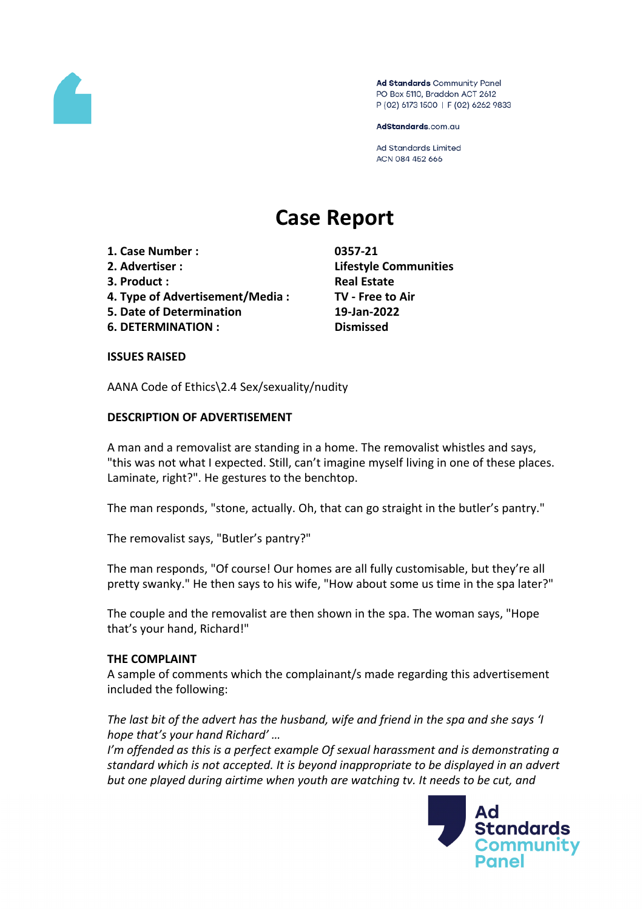Ad Standards Community Panel
PO Box 5110, Braddon ACT 2612
P (02) 6173 1500 | F (02) 6262 9833

AdStandards.com.au

Ad Standards Limited
ACN 084 452 666

# Case Report

| | |
|---|---|
| **1. Case Number :** | **0357-21** |
| **2. Advertiser :** | **Lifestyle Communities** |
| **3. Product :** | **Real Estate** |
| **4. Type of Advertisement/Media :** | **TV - Free to Air** |
| **5. Date of Determination** | **19-Jan-2022** |
| **6. DETERMINATION :** | **Dismissed** |

**ISSUES RAISED**

AANA Code of Ethics\2.4 Sex/sexuality/nudity

**DESCRIPTION OF ADVERTISEMENT**

A man and a removalist are standing in a home. The removalist whistles and says, "this was not what I expected. Still, can't imagine myself living in one of these places. Laminate, right?". He gestures to the benchtop.

The man responds, "stone, actually. Oh, that can go straight in the butler's pantry."

The removalist says, "Butler's pantry?"

The man responds, "Of course! Our homes are all fully customisable, but they're all pretty swanky." He then says to his wife, "How about some us time in the spa later?"

The couple and the removalist are then shown in the spa. The woman says, "Hope that's your hand, Richard!"

**THE COMPLAINT**

A sample of comments which the complainant/s made regarding this advertisement included the following:

*The last bit of the advert has the husband, wife and friend in the spa and she says 'I hope that's your hand Richard' …*
*I'm offended as this is a perfect example Of sexual harassment and is demonstrating a standard which is not accepted. It is beyond inappropriate to be displayed in an advert but one played during airtime when youth are watching tv. It needs to be cut, and*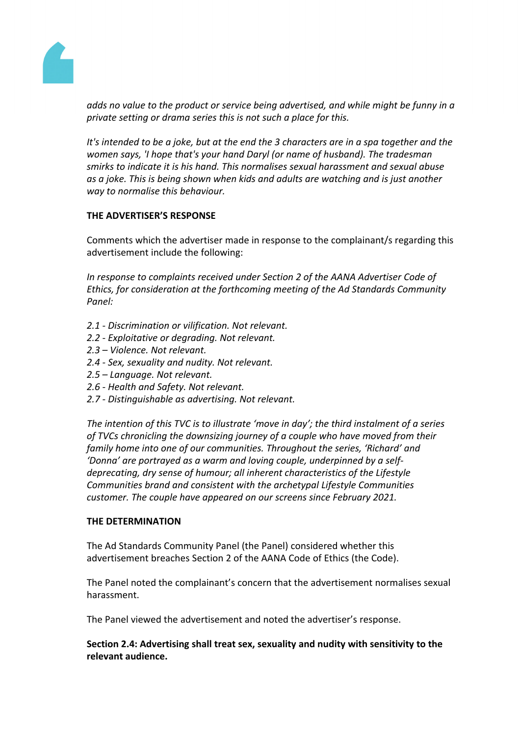*adds no value to the product or service being advertised, and while might be funny in a private setting or drama series this is not such a place for this.*

*It's intended to be a joke, but at the end the 3 characters are in a spa together and the women says, 'I hope that's your hand Daryl (or name of husband). The tradesman smirks to indicate it is his hand. This normalises sexual harassment and sexual abuse as a joke. This is being shown when kids and adults are watching and is just another way to normalise this behaviour.*

**THE ADVERTISER'S RESPONSE**

Comments which the advertiser made in response to the complainant/s regarding this advertisement include the following:

*In response to complaints received under Section 2 of the AANA Advertiser Code of Ethics, for consideration at the forthcoming meeting of the Ad Standards Community Panel:*

*2.1 - Discrimination or vilification. Not relevant.*
*2.2 - Exploitative or degrading. Not relevant.*
*2.3 – Violence. Not relevant.*
*2.4 - Sex, sexuality and nudity. Not relevant.*
*2.5 – Language. Not relevant.*
*2.6 - Health and Safety. Not relevant.*
*2.7 - Distinguishable as advertising. Not relevant.*

*The intention of this TVC is to illustrate 'move in day'; the third instalment of a series of TVCs chronicling the downsizing journey of a couple who have moved from their family home into one of our communities. Throughout the series, 'Richard' and 'Donna' are portrayed as a warm and loving couple, underpinned by a self-deprecating, dry sense of humour; all inherent characteristics of the Lifestyle Communities brand and consistent with the archetypal Lifestyle Communities customer. The couple have appeared on our screens since February 2021.*

**THE DETERMINATION**

The Ad Standards Community Panel (the Panel) considered whether this advertisement breaches Section 2 of the AANA Code of Ethics (the Code).

The Panel noted the complainant's concern that the advertisement normalises sexual harassment.

The Panel viewed the advertisement and noted the advertiser's response.

**Section 2.4: Advertising shall treat sex, sexuality and nudity with sensitivity to the relevant audience.**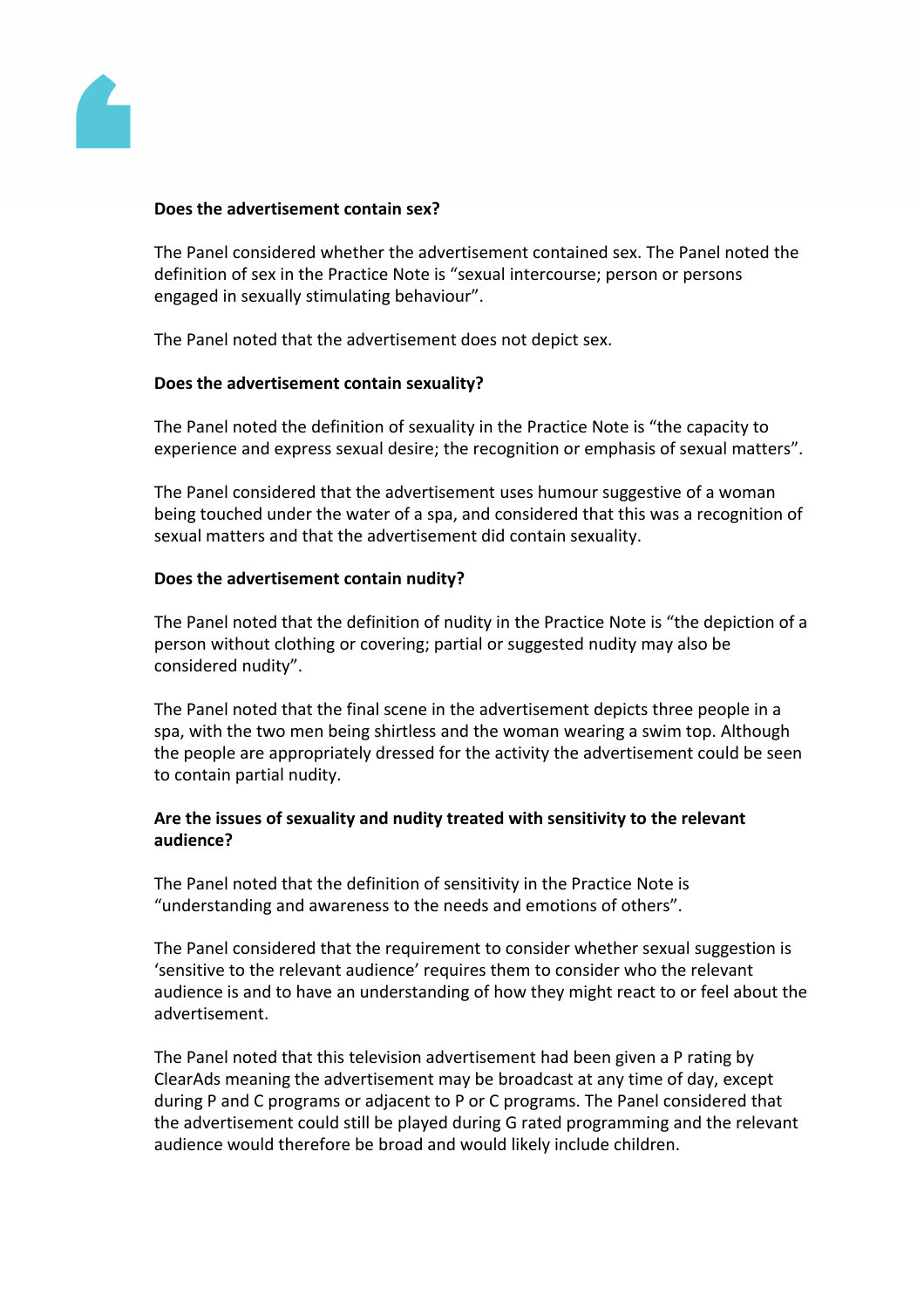**Does the advertisement contain sex?**

The Panel considered whether the advertisement contained sex. The Panel noted the definition of sex in the Practice Note is "sexual intercourse; person or persons engaged in sexually stimulating behaviour".

The Panel noted that the advertisement does not depict sex.

**Does the advertisement contain sexuality?**

The Panel noted the definition of sexuality in the Practice Note is "the capacity to experience and express sexual desire; the recognition or emphasis of sexual matters".

The Panel considered that the advertisement uses humour suggestive of a woman being touched under the water of a spa, and considered that this was a recognition of sexual matters and that the advertisement did contain sexuality.

**Does the advertisement contain nudity?**

The Panel noted that the definition of nudity in the Practice Note is "the depiction of a person without clothing or covering; partial or suggested nudity may also be considered nudity".

The Panel noted that the final scene in the advertisement depicts three people in a spa, with the two men being shirtless and the woman wearing a swim top. Although the people are appropriately dressed for the activity the advertisement could be seen to contain partial nudity.

**Are the issues of sexuality and nudity treated with sensitivity to the relevant audience?**

The Panel noted that the definition of sensitivity in the Practice Note is "understanding and awareness to the needs and emotions of others".

The Panel considered that the requirement to consider whether sexual suggestion is 'sensitive to the relevant audience' requires them to consider who the relevant audience is and to have an understanding of how they might react to or feel about the advertisement.

The Panel noted that this television advertisement had been given a P rating by ClearAds meaning the advertisement may be broadcast at any time of day, except during P and C programs or adjacent to P or C programs. The Panel considered that the advertisement could still be played during G rated programming and the relevant audience would therefore be broad and would likely include children.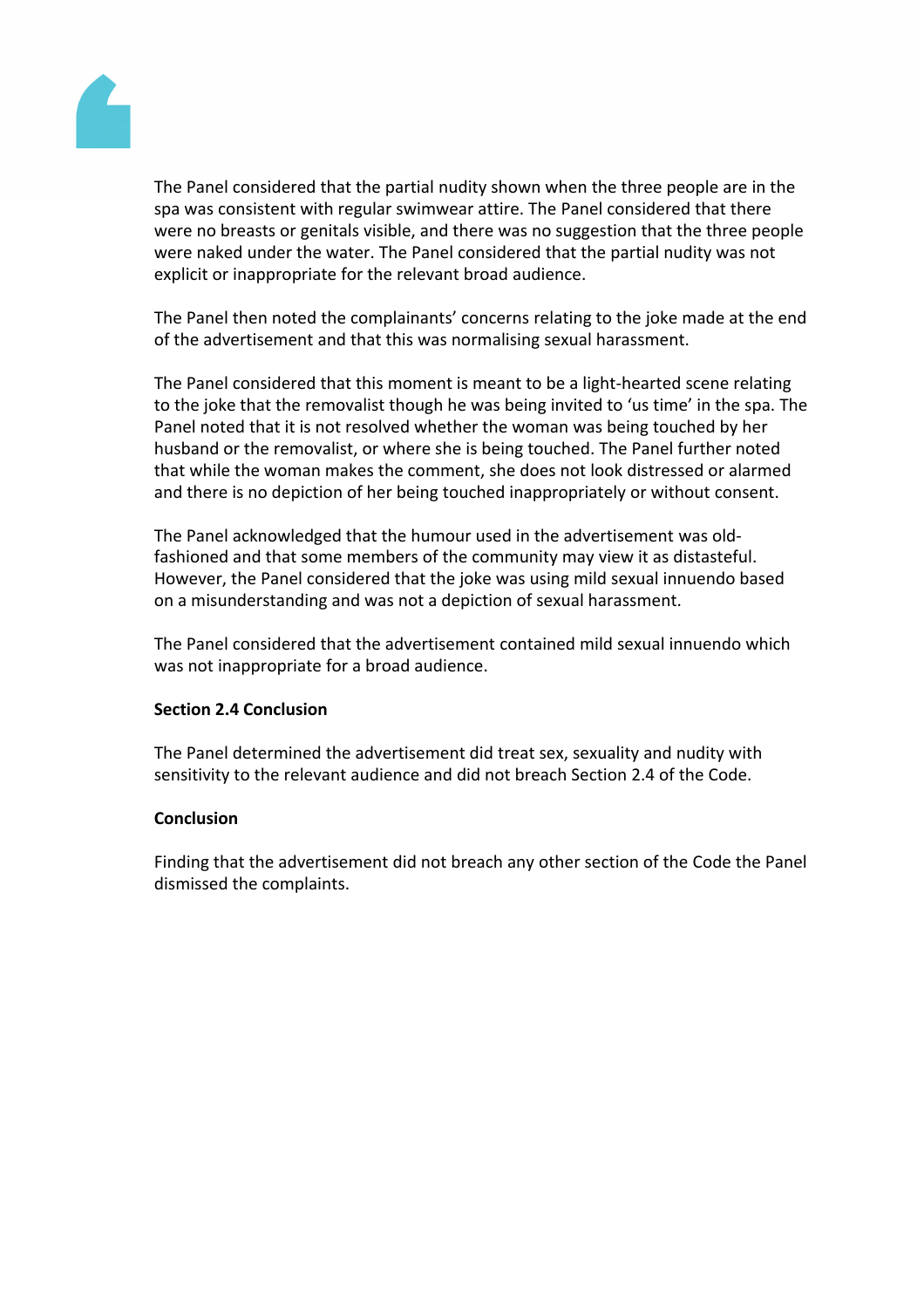The Panel considered that the partial nudity shown when the three people are in the spa was consistent with regular swimwear attire. The Panel considered that there were no breasts or genitals visible, and there was no suggestion that the three people were naked under the water. The Panel considered that the partial nudity was not explicit or inappropriate for the relevant broad audience.

The Panel then noted the complainants' concerns relating to the joke made at the end of the advertisement and that this was normalising sexual harassment.

The Panel considered that this moment is meant to be a light-hearted scene relating to the joke that the removalist though he was being invited to 'us time' in the spa. The Panel noted that it is not resolved whether the woman was being touched by her husband or the removalist, or where she is being touched. The Panel further noted that while the woman makes the comment, she does not look distressed or alarmed and there is no depiction of her being touched inappropriately or without consent.

The Panel acknowledged that the humour used in the advertisement was old-fashioned and that some members of the community may view it as distasteful. However, the Panel considered that the joke was using mild sexual innuendo based on a misunderstanding and was not a depiction of sexual harassment.

The Panel considered that the advertisement contained mild sexual innuendo which was not inappropriate for a broad audience.

**Section 2.4 Conclusion**

The Panel determined the advertisement did treat sex, sexuality and nudity with sensitivity to the relevant audience and did not breach Section 2.4 of the Code.

**Conclusion**

Finding that the advertisement did not breach any other section of the Code the Panel dismissed the complaints.